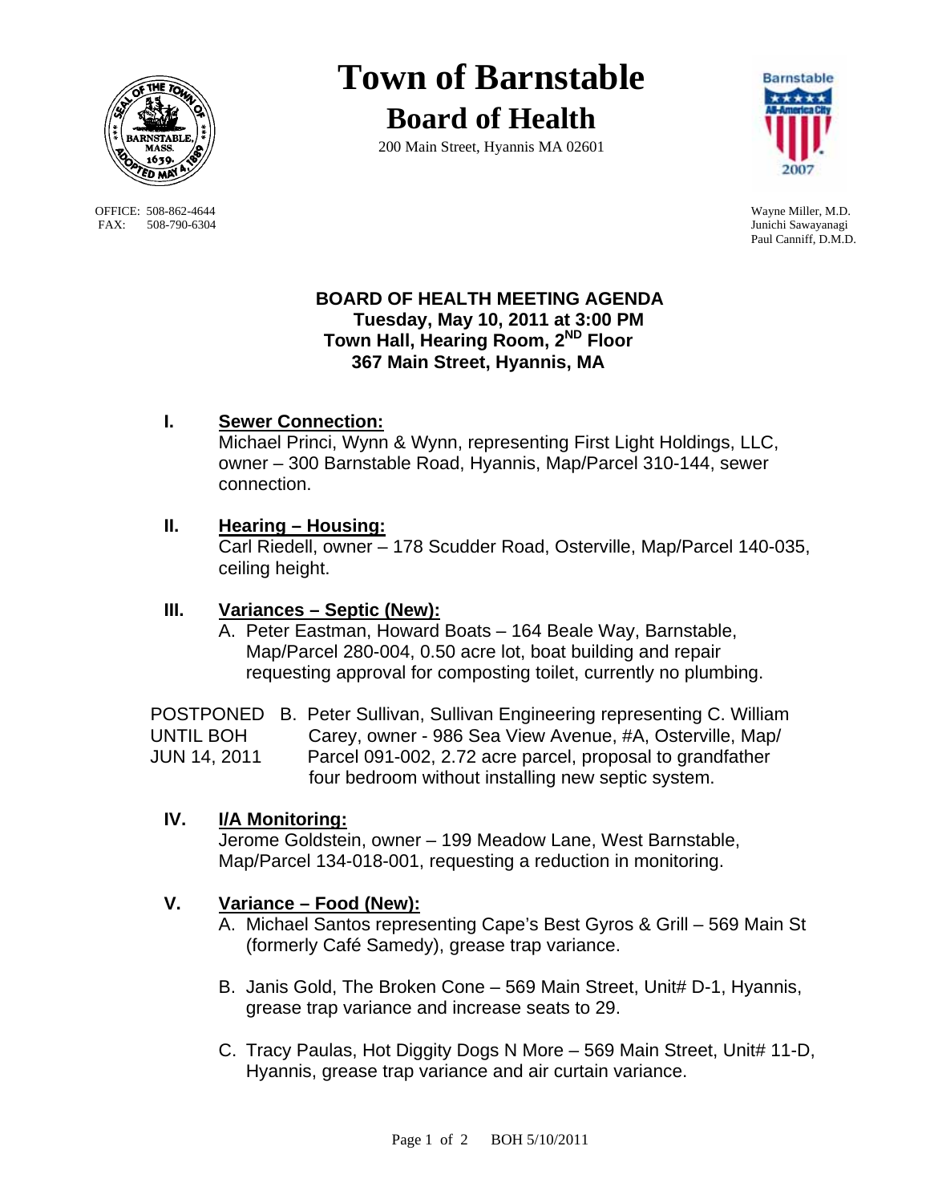# Town of Barnstable

## Board of Health

200 Main Street, Hyannis MA 02601

OFFICE: 508-862-4644
FAX: 508-790-6304

Wayne Miller, M.D.
Junichi Sawayanagi
Paul Canniff, D.M.D.

**BOARD OF HEALTH MEETING AGENDA**
**Tuesday, May 10, 2011 at 3:00 PM**
**Town Hall, Hearing Room, 2ND Floor**
**367 Main Street, Hyannis, MA**

**I. Sewer Connection:**
Michael Princi, Wynn & Wynn, representing First Light Holdings, LLC, owner – 300 Barnstable Road, Hyannis, Map/Parcel 310-144, sewer connection.

**II. Hearing – Housing:**
Carl Riedell, owner – 178 Scudder Road, Osterville, Map/Parcel 140-035, ceiling height.

**III. Variances – Septic (New):**

A. Peter Eastman, Howard Boats – 164 Beale Way, Barnstable, Map/Parcel 280-004, 0.50 acre lot, boat building and repair requesting approval for composting toilet, currently no plumbing.

POSTPONED UNTIL BOH JUN 14, 2011 — B. Peter Sullivan, Sullivan Engineering representing C. William Carey, owner - 986 Sea View Avenue, #A, Osterville, Map/Parcel 091-002, 2.72 acre parcel, proposal to grandfather four bedroom without installing new septic system.

**IV. I/A Monitoring:**
Jerome Goldstein, owner – 199 Meadow Lane, West Barnstable, Map/Parcel 134-018-001, requesting a reduction in monitoring.

**V. Variance – Food (New):**

A. Michael Santos representing Cape's Best Gyros & Grill – 569 Main St (formerly Café Samedy), grease trap variance.

B. Janis Gold, The Broken Cone – 569 Main Street, Unit# D-1, Hyannis, grease trap variance and increase seats to 29.

C. Tracy Paulas, Hot Diggity Dogs N More – 569 Main Street, Unit# 11-D, Hyannis, grease trap variance and air curtain variance.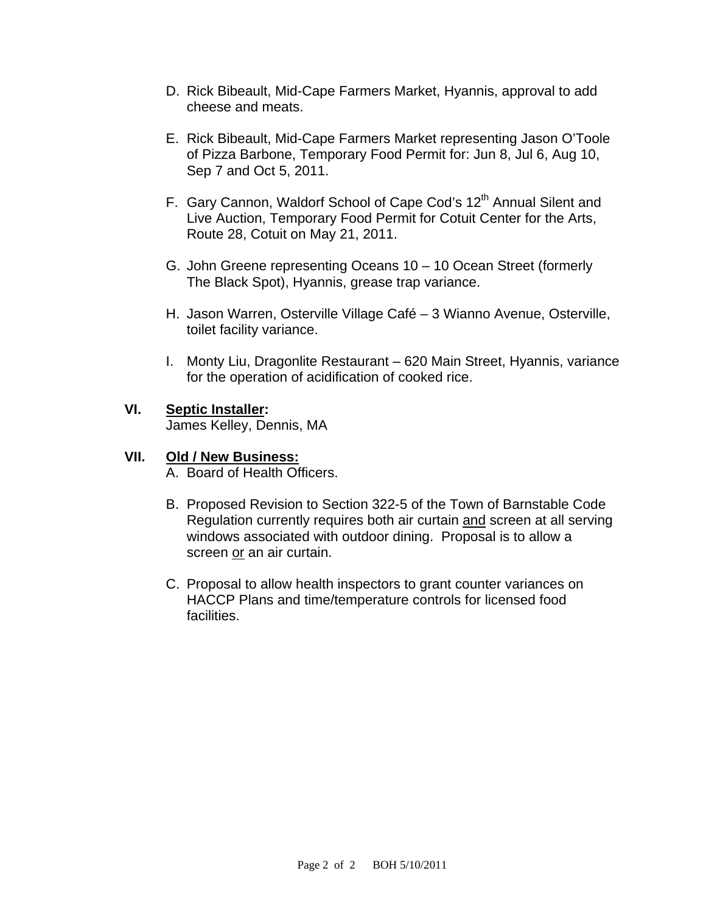D. Rick Bibeault, Mid-Cape Farmers Market, Hyannis, approval to add cheese and meats.

E. Rick Bibeault, Mid-Cape Farmers Market representing Jason O'Toole of Pizza Barbone, Temporary Food Permit for: Jun 8, Jul 6, Aug 10, Sep 7 and Oct 5, 2011.

F. Gary Cannon, Waldorf School of Cape Cod's 12th Annual Silent and Live Auction, Temporary Food Permit for Cotuit Center for the Arts, Route 28, Cotuit on May 21, 2011.

G. John Greene representing Oceans 10 – 10 Ocean Street (formerly The Black Spot), Hyannis, grease trap variance.

H. Jason Warren, Osterville Village Café – 3 Wianno Avenue, Osterville, toilet facility variance.

I. Monty Liu, Dragonlite Restaurant – 620 Main Street, Hyannis, variance for the operation of acidification of cooked rice.

**VI. Septic Installer:**
James Kelley, Dennis, MA

**VII. Old / New Business:**

A. Board of Health Officers.

B. Proposed Revision to Section 322-5 of the Town of Barnstable Code Regulation currently requires both air curtain and screen at all serving windows associated with outdoor dining. Proposal is to allow a screen or an air curtain.

C. Proposal to allow health inspectors to grant counter variances on HACCP Plans and time/temperature controls for licensed food facilities.